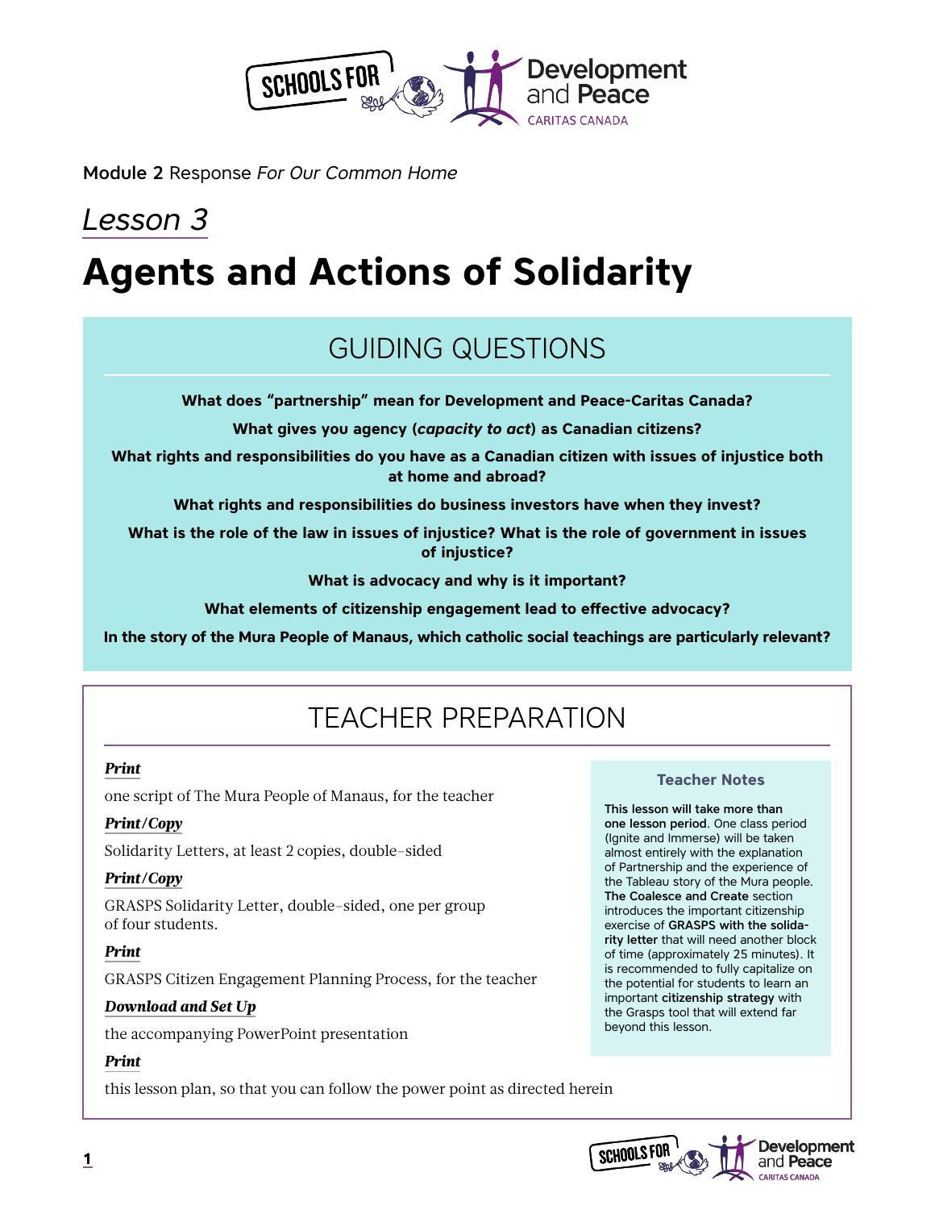Module 2 Response *For Our Common Home*

*Lesson 3*

# Agents and Actions of Solidarity

## GUIDING QUESTIONS

**What does "partnership" mean for Development and Peace-Caritas Canada?**

**What gives you agency (*capacity to act*) as Canadian citizens?**

**What rights and responsibilities do you have as a Canadian citizen with issues of injustice both at home and abroad?**

**What rights and responsibilities do business investors have when they invest?**

**What is the role of the law in issues of injustice? What is the role of government in issues of injustice?**

**What is advocacy and why is it important?**

**What elements of citizenship engagement lead to effective advocacy?**

**In the story of the Mura People of Manaus, which catholic social teachings are particularly relevant?**

## TEACHER PREPARATION

***Print***

one script of The Mura People of Manaus, for the teacher

***Print/Copy***

Solidarity Letters, at least 2 copies, double-sided

***Print/Copy***

GRASPS Solidarity Letter, double-sided, one per group of four students.

***Print***

GRASPS Citizen Engagement Planning Process, for the teacher

***Download and Set Up***

the accompanying PowerPoint presentation

***Print***

this lesson plan, so that you can follow the power point as directed herein

**Teacher Notes**

**This lesson will take more than one lesson period**. One class period (Ignite and Immerse) will be taken almost entirely with the explanation of Partnership and the experience of the Tableau story of the Mura people. **The Coalesce and Create** section introduces the important citizenship exercise of **GRASPS with the solidarity letter** that will need another block of time (approximately 25 minutes). It is recommended to fully capitalize on the potential for students to learn an important **citizenship strategy** with the Grasps tool that will extend far beyond this lesson.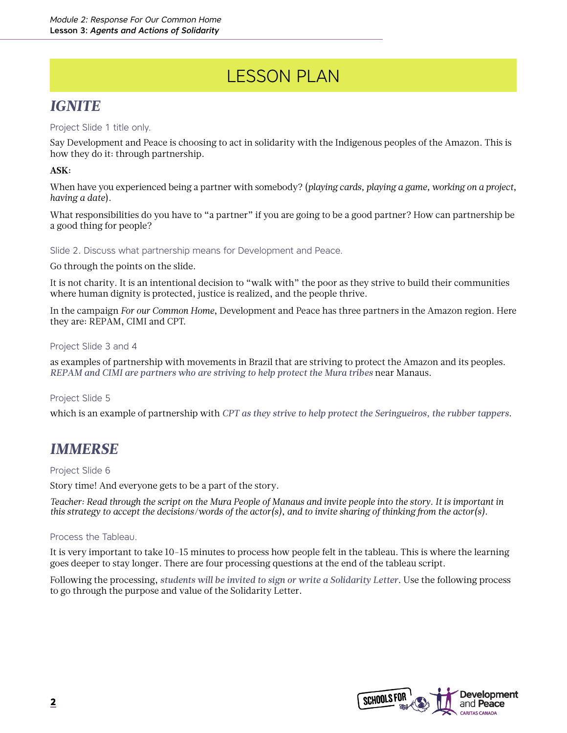# LESSON PLAN

## *IGNITE*

Project Slide 1 title only.

Say Development and Peace is choosing to act in solidarity with the Indigenous peoples of the Amazon. This is how they do it: through partnership.

**ASK:**

When have you experienced being a partner with somebody? (*playing cards, playing a game, working on a project, having a date*).

What responsibilities do you have to "a partner" if you are going to be a good partner? How can partnership be a good thing for people?

Slide 2. Discuss what partnership means for Development and Peace.

Go through the points on the slide.

It is not charity. It is an intentional decision to "walk with" the poor as they strive to build their communities where human dignity is protected, justice is realized, and the people thrive.

In the campaign *For our Common Home*, Development and Peace has three partners in the Amazon region. Here they are: REPAM, CIMI and CPT.

Project Slide 3 and 4

as examples of partnership with movements in Brazil that are striving to protect the Amazon and its peoples. *REPAM and CIMI are partners who are striving to help protect the Mura tribes* near Manaus.

Project Slide 5

which is an example of partnership with *CPT as they strive to help protect the Seringueiros, the rubber tappers*.

## *IMMERSE*

Project Slide 6

Story time! And everyone gets to be a part of the story.

*Teacher: Read through the script on the Mura People of Manaus and invite people into the story. It is important in this strategy to accept the decisions/words of the actor(s), and to invite sharing of thinking from the actor(s).*

Process the Tableau.

It is very important to take 10-15 minutes to process how people felt in the tableau. This is where the learning goes deeper to stay longer. There are four processing questions at the end of the tableau script.

Following the processing, ***students will be invited to sign or write a Solidarity Letter***. Use the following process to go through the purpose and value of the Solidarity Letter.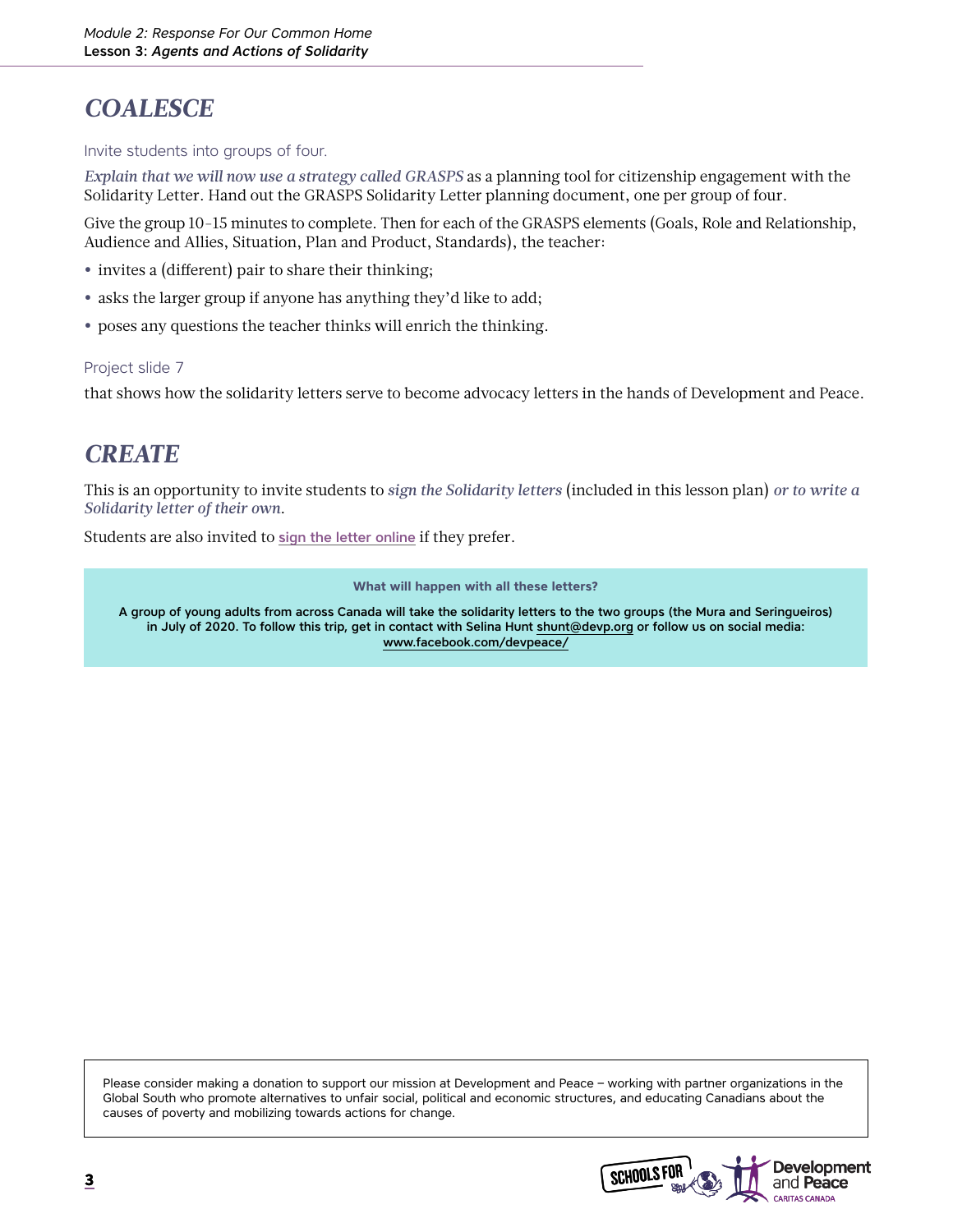## *COALESCE*

Invite students into groups of four.

*Explain that we will now use a strategy called GRASPS* as a planning tool for citizenship engagement with the Solidarity Letter. Hand out the GRASPS Solidarity Letter planning document, one per group of four.

Give the group 10–15 minutes to complete. Then for each of the GRASPS elements (Goals, Role and Relationship, Audience and Allies, Situation, Plan and Product, Standards), the teacher:

- invites a (different) pair to share their thinking;
- asks the larger group if anyone has anything they'd like to add;
- poses any questions the teacher thinks will enrich the thinking.

Project slide 7

that shows how the solidarity letters serve to become advocacy letters in the hands of Development and Peace.

## *CREATE*

This is an opportunity to invite students to *sign the Solidarity letters* (included in this lesson plan) *or to write a Solidarity letter of their own.*

Students are also invited to sign the letter online if they prefer.

**What will happen with all these letters?**

**A group of young adults from across Canada will take the solidarity letters to the two groups (the Mura and Seringueiros) in July of 2020. To follow this trip, get in contact with Selina Hunt shunt@devp.org or follow us on social media: www.facebook.com/devpeace/**

Please consider making a donation to support our mission at Development and Peace – working with partner organizations in the Global South who promote alternatives to unfair social, political and economic structures, and educating Canadians about the causes of poverty and mobilizing towards actions for change.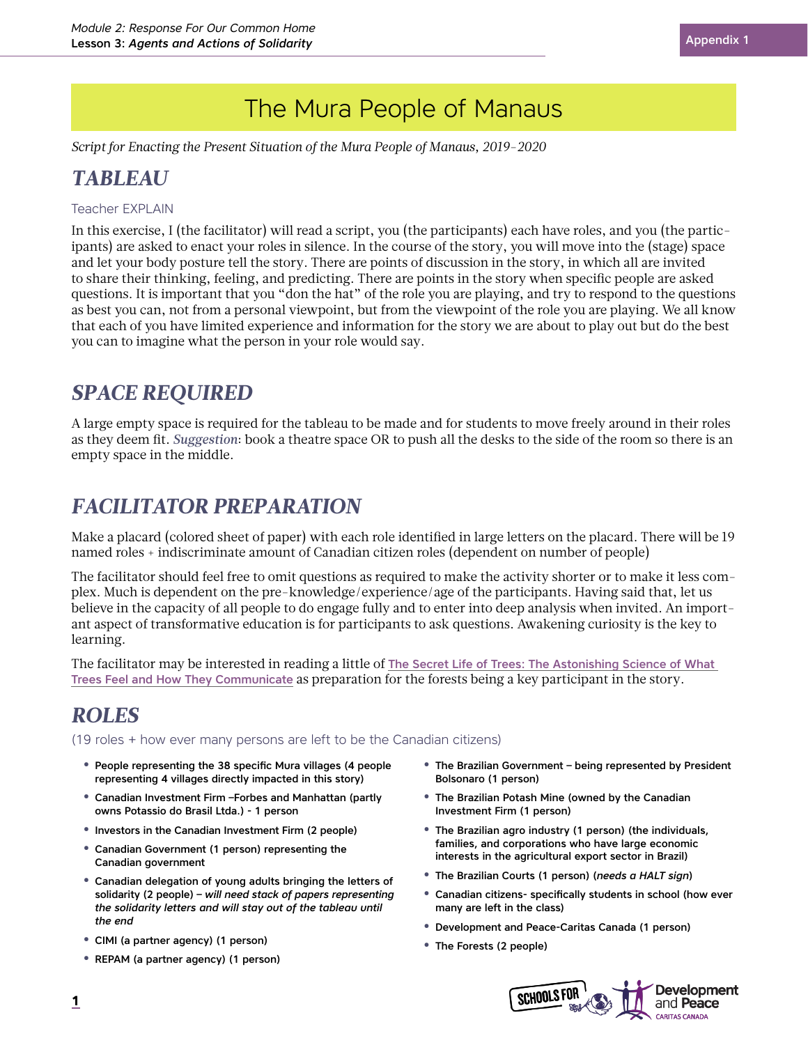# The Mura People of Manaus

*Script for Enacting the Present Situation of the Mura People of Manaus, 2019–2020*

## TABLEAU

Teacher EXPLAIN

In this exercise, I (the facilitator) will read a script, you (the participants) each have roles, and you (the participants) are asked to enact your roles in silence. In the course of the story, you will move into the (stage) space and let your body posture tell the story. There are points of discussion in the story, in which all are invited to share their thinking, feeling, and predicting. There are points in the story when specific people are asked questions. It is important that you "don the hat" of the role you are playing, and try to respond to the questions as best you can, not from a personal viewpoint, but from the viewpoint of the role you are playing. We all know that each of you have limited experience and information for the story we are about to play out but do the best you can to imagine what the person in your role would say.

## SPACE REQUIRED

A large empty space is required for the tableau to be made and for students to move freely around in their roles as they deem fit. *Suggestion*: book a theatre space OR to push all the desks to the side of the room so there is an empty space in the middle.

## FACILITATOR PREPARATION

Make a placard (colored sheet of paper) with each role identified in large letters on the placard. There will be 19 named roles + indiscriminate amount of Canadian citizen roles (dependent on number of people)

The facilitator should feel free to omit questions as required to make the activity shorter or to make it less complex. Much is dependent on the pre-knowledge/experience/age of the participants. Having said that, let us believe in the capacity of all people to do engage fully and to enter into deep analysis when invited. An important aspect of transformative education is for participants to ask questions. Awakening curiosity is the key to learning.

The facilitator may be interested in reading a little of The Secret Life of Trees: The Astonishing Science of What Trees Feel and How They Communicate as preparation for the forests being a key participant in the story.

## ROLES

(19 roles + how ever many persons are left to be the Canadian citizens)

- **People representing the 38 specific Mura villages (4 people representing 4 villages directly impacted in this story)**
- **Canadian Investment Firm –Forbes and Manhattan (partly owns Potassio do Brasil Ltda.) - 1 person**
- **Investors in the Canadian Investment Firm (2 people)**
- **Canadian Government (1 person) representing the Canadian government**
- **Canadian delegation of young adults bringing the letters of solidarity (2 people) –** ***will need stack of papers representing the solidarity letters and will stay out of the tableau until the end***
- **CIMI (a partner agency) (1 person)**
- **REPAM (a partner agency) (1 person)**
- **The Brazilian Government – being represented by President Bolsonaro (1 person)**
- **The Brazilian Potash Mine (owned by the Canadian Investment Firm (1 person)**
- **The Brazilian agro industry (1 person) (the individuals, families, and corporations who have large economic interests in the agricultural export sector in Brazil)**
- **The Brazilian Courts (1 person) (*needs a HALT sign*)**
- **Canadian citizens- specifically students in school (how ever many are left in the class)**
- **Development and Peace-Caritas Canada (1 person)**
- **The Forests (2 people)**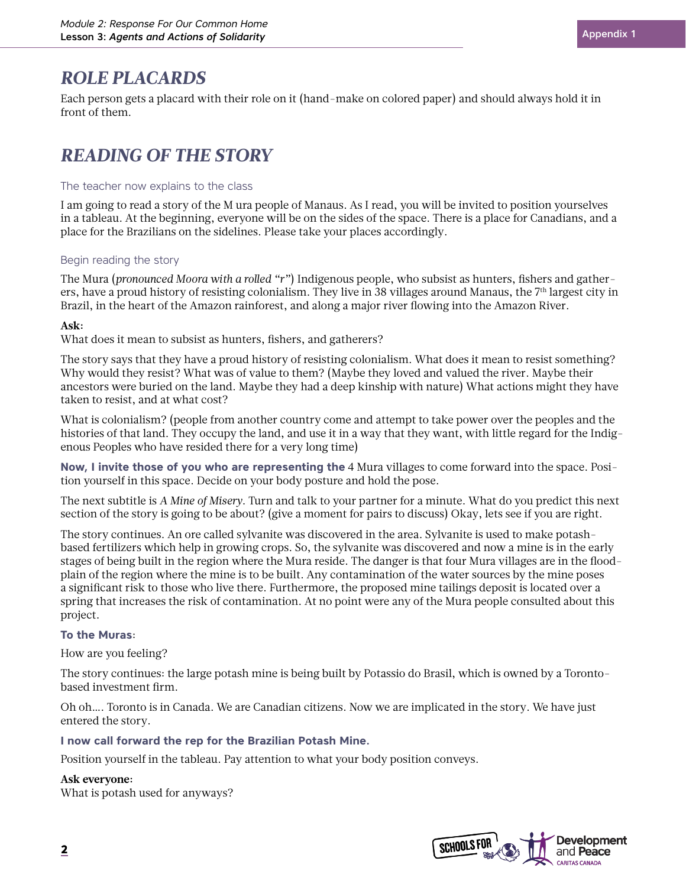## ROLE PLACARDS

Each person gets a placard with their role on it (hand-make on colored paper) and should always hold it in front of them.

## READING OF THE STORY

The teacher now explains to the class

I am going to read a story of the M ura people of Manaus. As I read, you will be invited to position yourselves in a tableau. At the beginning, everyone will be on the sides of the space. There is a place for Canadians, and a place for the Brazilians on the sidelines. Please take your places accordingly.

Begin reading the story

The Mura (*pronounced Moora with a rolled "r"*) Indigenous people, who subsist as hunters, fishers and gatherers, have a proud history of resisting colonialism. They live in 38 villages around Manaus, the 7th largest city in Brazil, in the heart of the Amazon rainforest, and along a major river flowing into the Amazon River.

**Ask:**
What does it mean to subsist as hunters, fishers, and gatherers?

The story says that they have a proud history of resisting colonialism. What does it mean to resist something? Why would they resist? What was of value to them? (Maybe they loved and valued the river. Maybe their ancestors were buried on the land. Maybe they had a deep kinship with nature) What actions might they have taken to resist, and at what cost?

What is colonialism? (people from another country come and attempt to take power over the peoples and the histories of that land. They occupy the land, and use it in a way that they want, with little regard for the Indigenous Peoples who have resided there for a very long time)

**Now, I invite those of you who are representing the** 4 Mura villages to come forward into the space. Position yourself in this space. Decide on your body posture and hold the pose.

The next subtitle is *A Mine of Misery*. Turn and talk to your partner for a minute. What do you predict this next section of the story is going to be about? (give a moment for pairs to discuss) Okay, lets see if you are right.

The story continues. An ore called sylvanite was discovered in the area. Sylvanite is used to make potash-based fertilizers which help in growing crops. So, the sylvanite was discovered and now a mine is in the early stages of being built in the region where the Mura reside. The danger is that four Mura villages are in the floodplain of the region where the mine is to be built. Any contamination of the water sources by the mine poses a significant risk to those who live there. Furthermore, the proposed mine tailings deposit is located over a spring that increases the risk of contamination. At no point were any of the Mura people consulted about this project.

**To the Muras:**

How are you feeling?

The story continues: the large potash mine is being built by Potassio do Brasil, which is owned by a Toronto-based investment firm.

Oh oh.... Toronto is in Canada. We are Canadian citizens. Now we are implicated in the story. We have just entered the story.

**I now call forward the rep for the Brazilian Potash Mine.**

Position yourself in the tableau. Pay attention to what your body position conveys.

**Ask everyone:**
What is potash used for anyways?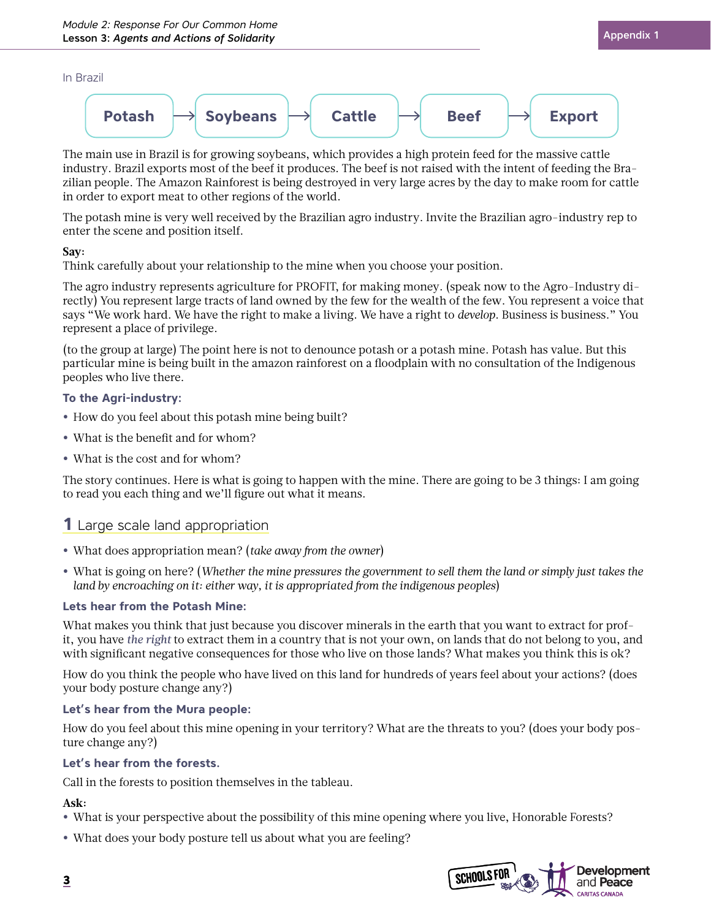In Brazil

Potash → Soybeans → Cattle → Beef → Export

The main use in Brazil is for growing soybeans, which provides a high protein feed for the massive cattle industry. Brazil exports most of the beef it produces. The beef is not raised with the intent of feeding the Brazilian people. The Amazon Rainforest is being destroyed in very large acres by the day to make room for cattle in order to export meat to other regions of the world.

The potash mine is very well received by the Brazilian agro industry. Invite the Brazilian agro-industry rep to enter the scene and position itself.

**Say:**
Think carefully about your relationship to the mine when you choose your position.

The agro industry represents agriculture for PROFIT, for making money. (speak now to the Agro-Industry directly) You represent large tracts of land owned by the few for the wealth of the few. You represent a voice that says "We work hard. We have the right to make a living. We have a right to *develop*. Business is business." You represent a place of privilege.

(to the group at large) The point here is not to denounce potash or a potash mine. Potash has value. But this particular mine is being built in the amazon rainforest on a floodplain with no consultation of the Indigenous peoples who live there.

### To the Agri-industry:

- How do you feel about this potash mine being built?
- What is the benefit and for whom?
- What is the cost and for whom?

The story continues. Here is what is going to happen with the mine. There are going to be 3 things: I am going to read you each thing and we'll figure out what it means.

## 1 Large scale land appropriation

- What does appropriation mean? (*take away from the owner*)
- What is going on here? (*Whether the mine pressures the government to sell them the land or simply just takes the land by encroaching on it: either way, it is appropriated from the indigenous peoples*)

### Lets hear from the Potash Mine:

What makes you think that just because you discover minerals in the earth that you want to extract for profit, you have *the right* to extract them in a country that is not your own, on lands that do not belong to you, and with significant negative consequences for those who live on those lands? What makes you think this is ok?

How do you think the people who have lived on this land for hundreds of years feel about your actions? (does your body posture change any?)

### Let's hear from the Mura people:

How do you feel about this mine opening in your territory? What are the threats to you? (does your body posture change any?)

### Let's hear from the forests.

Call in the forests to position themselves in the tableau.

**Ask:**

- What is your perspective about the possibility of this mine opening where you live, Honorable Forests?
- What does your body posture tell us about what you are feeling?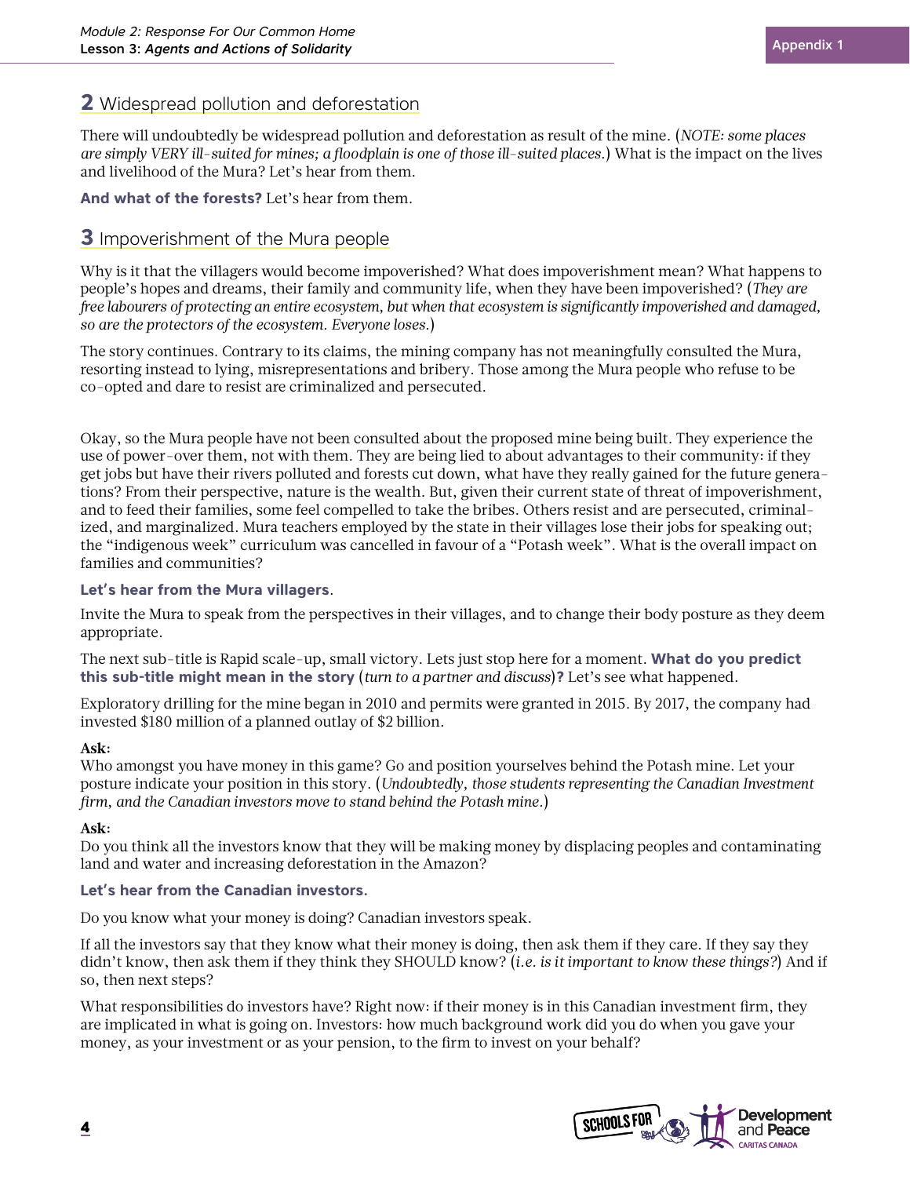## 2 Widespread pollution and deforestation

There will undoubtedly be widespread pollution and deforestation as result of the mine. (*NOTE: some places are simply VERY ill-suited for mines; a floodplain is one of those ill-suited places.*) What is the impact on the lives and livelihood of the Mura? Let's hear from them.

**And what of the forests?** Let's hear from them.

## 3 Impoverishment of the Mura people

Why is it that the villagers would become impoverished? What does impoverishment mean? What happens to people's hopes and dreams, their family and community life, when they have been impoverished? (*They are free labourers of protecting an entire ecosystem, but when that ecosystem is significantly impoverished and damaged, so are the protectors of the ecosystem. Everyone loses.*)

The story continues. Contrary to its claims, the mining company has not meaningfully consulted the Mura, resorting instead to lying, misrepresentations and bribery. Those among the Mura people who refuse to be co-opted and dare to resist are criminalized and persecuted.

Okay, so the Mura people have not been consulted about the proposed mine being built. They experience the use of power-over them, not with them. They are being lied to about advantages to their community: if they get jobs but have their rivers polluted and forests cut down, what have they really gained for the future generations? From their perspective, nature is the wealth. But, given their current state of threat of impoverishment, and to feed their families, some feel compelled to take the bribes. Others resist and are persecuted, criminalized, and marginalized. Mura teachers employed by the state in their villages lose their jobs for speaking out; the "indigenous week" curriculum was cancelled in favour of a "Potash week". What is the overall impact on families and communities?

**Let's hear from the Mura villagers**.

Invite the Mura to speak from the perspectives in their villages, and to change their body posture as they deem appropriate.

The next sub-title is Rapid scale-up, small victory. Lets just stop here for a moment. **What do you predict this sub-title might mean in the story** (*turn to a partner and discuss*)**?** Let's see what happened.

Exploratory drilling for the mine began in 2010 and permits were granted in 2015. By 2017, the company had invested $180 million of a planned outlay of $2 billion.

**Ask:**
Who amongst you have money in this game? Go and position yourselves behind the Potash mine. Let your posture indicate your position in this story. (*Undoubtedly, those students representing the Canadian Investment firm, and the Canadian investors move to stand behind the Potash mine.*)

**Ask:**
Do you think all the investors know that they will be making money by displacing peoples and contaminating land and water and increasing deforestation in the Amazon?

**Let's hear from the Canadian investors.**

Do you know what your money is doing? Canadian investors speak.

If all the investors say that they know what their money is doing, then ask them if they care. If they say they didn't know, then ask them if they think they SHOULD know? (*i.e. is it important to know these things?*) And if so, then next steps?

What responsibilities do investors have? Right now: if their money is in this Canadian investment firm, they are implicated in what is going on. Investors: how much background work did you do when you gave your money, as your investment or as your pension, to the firm to invest on your behalf?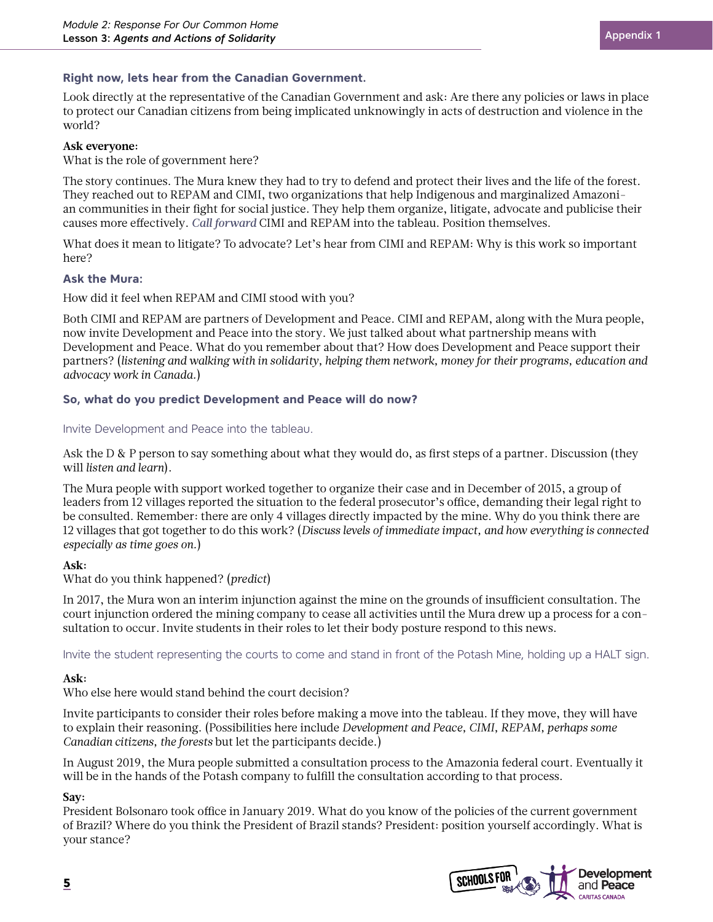**Right now, lets hear from the Canadian Government.**

Look directly at the representative of the Canadian Government and ask: Are there any policies or laws in place to protect our Canadian citizens from being implicated unknowingly in acts of destruction and violence in the world?

**Ask everyone:**
What is the role of government here?

The story continues. The Mura knew they had to try to defend and protect their lives and the life of the forest. They reached out to REPAM and CIMI, two organizations that help Indigenous and marginalized Amazonian communities in their fight for social justice. They help them organize, litigate, advocate and publicise their causes more effectively. *Call forward* CIMI and REPAM into the tableau. Position themselves.

What does it mean to litigate? To advocate? Let's hear from CIMI and REPAM: Why is this work so important here?

**Ask the Mura:**

How did it feel when REPAM and CIMI stood with you?

Both CIMI and REPAM are partners of Development and Peace. CIMI and REPAM, along with the Mura people, now invite Development and Peace into the story. We just talked about what partnership means with Development and Peace. What do you remember about that? How does Development and Peace support their partners? (*listening and walking with in solidarity, helping them network, money for their programs, education and advocacy work in Canada.*)

**So, what do you predict Development and Peace will do now?**

Invite Development and Peace into the tableau.

Ask the D & P person to say something about what they would do, as first steps of a partner. Discussion (they will *listen and learn*).

The Mura people with support worked together to organize their case and in December of 2015, a group of leaders from 12 villages reported the situation to the federal prosecutor's office, demanding their legal right to be consulted. Remember: there are only 4 villages directly impacted by the mine. Why do you think there are 12 villages that got together to do this work? (*Discuss levels of immediate impact, and how everything is connected especially as time goes on.*)

**Ask:**
What do you think happened? (*predict*)

In 2017, the Mura won an interim injunction against the mine on the grounds of insufficient consultation. The court injunction ordered the mining company to cease all activities until the Mura drew up a process for a consultation to occur. Invite students in their roles to let their body posture respond to this news.

Invite the student representing the courts to come and stand in front of the Potash Mine, holding up a HALT sign.

**Ask:**
Who else here would stand behind the court decision?

Invite participants to consider their roles before making a move into the tableau. If they move, they will have to explain their reasoning. (Possibilities here include *Development and Peace, CIMI, REPAM, perhaps some Canadian citizens, the forests* but let the participants decide.)

In August 2019, the Mura people submitted a consultation process to the Amazonia federal court. Eventually it will be in the hands of the Potash company to fulfill the consultation according to that process.

**Say:**
President Bolsonaro took office in January 2019. What do you know of the policies of the current government of Brazil? Where do you think the President of Brazil stands? President: position yourself accordingly. What is your stance?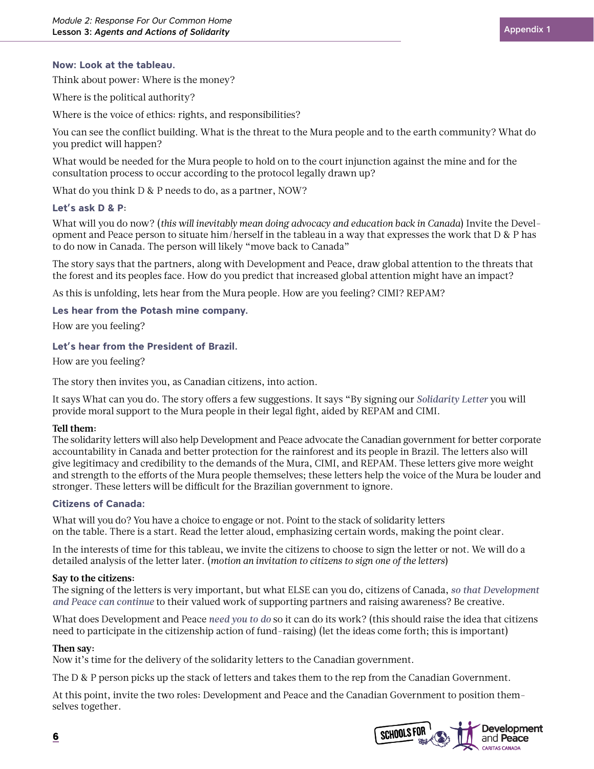**Now: Look at the tableau.**

Think about power: Where is the money?

Where is the political authority?

Where is the voice of ethics: rights, and responsibilities?

You can see the conflict building. What is the threat to the Mura people and to the earth community? What do you predict will happen?

What would be needed for the Mura people to hold on to the court injunction against the mine and for the consultation process to occur according to the protocol legally drawn up?

What do you think D & P needs to do, as a partner, NOW?

**Let's ask D & P:**

What will you do now? (*this will inevitably mean doing advocacy and education back in Canada*) Invite the Development and Peace person to situate him/herself in the tableau in a way that expresses the work that D & P has to do now in Canada. The person will likely "move back to Canada"

The story says that the partners, along with Development and Peace, draw global attention to the threats that the forest and its peoples face. How do you predict that increased global attention might have an impact?

As this is unfolding, lets hear from the Mura people. How are you feeling? CIMI? REPAM?

**Les hear from the Potash mine company.**

How are you feeling?

**Let's hear from the President of Brazil.**

How are you feeling?

The story then invites you, as Canadian citizens, into action.

It says What can you do. The story offers a few suggestions. It says "By signing our *Solidarity Letter* you will provide moral support to the Mura people in their legal fight, aided by REPAM and CIMI.

**Tell them:**
The solidarity letters will also help Development and Peace advocate the Canadian government for better corporate accountability in Canada and better protection for the rainforest and its people in Brazil. The letters also will give legitimacy and credibility to the demands of the Mura, CIMI, and REPAM. These letters give more weight and strength to the efforts of the Mura people themselves; these letters help the voice of the Mura be louder and stronger. These letters will be difficult for the Brazilian government to ignore.

**Citizens of Canada:**

What will you do? You have a choice to engage or not. Point to the stack of solidarity letters on the table. There is a start. Read the letter aloud, emphasizing certain words, making the point clear.

In the interests of time for this tableau, we invite the citizens to choose to sign the letter or not. We will do a detailed analysis of the letter later. (*motion an invitation to citizens to sign one of the letters*)

**Say to the citizens:**
The signing of the letters is very important, but what ELSE can you do, citizens of Canada, *so that Development and Peace can continue* to their valued work of supporting partners and raising awareness? Be creative.

What does Development and Peace *need you to do* so it can do its work? (this should raise the idea that citizens need to participate in the citizenship action of fund-raising) (let the ideas come forth; this is important)

**Then say:**
Now it's time for the delivery of the solidarity letters to the Canadian government.

The D & P person picks up the stack of letters and takes them to the rep from the Canadian Government.

At this point, invite the two roles: Development and Peace and the Canadian Government to position themselves together.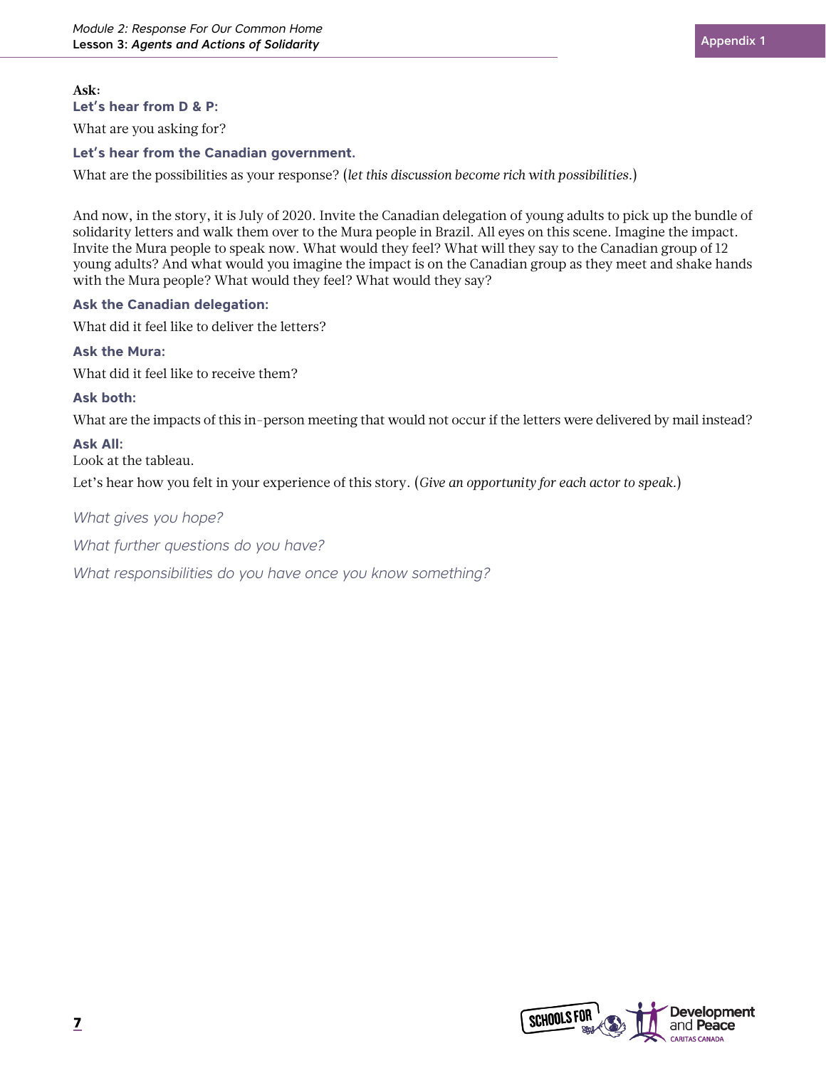**Ask:**

**Let's hear from D & P:**

What are you asking for?

**Let's hear from the Canadian government.**

What are the possibilities as your response? (*let this discussion become rich with possibilities.*)

And now, in the story, it is July of 2020. Invite the Canadian delegation of young adults to pick up the bundle of solidarity letters and walk them over to the Mura people in Brazil. All eyes on this scene. Imagine the impact. Invite the Mura people to speak now. What would they feel? What will they say to the Canadian group of 12 young adults? And what would you imagine the impact is on the Canadian group as they meet and shake hands with the Mura people? What would they feel? What would they say?

**Ask the Canadian delegation:**

What did it feel like to deliver the letters?

**Ask the Mura:**

What did it feel like to receive them?

**Ask both:**

What are the impacts of this in-person meeting that would not occur if the letters were delivered by mail instead?

**Ask All:**

Look at the tableau.

Let's hear how you felt in your experience of this story. (*Give an opportunity for each actor to speak.*)

*What gives you hope?*

*What further questions do you have?*

*What responsibilities do you have once you know something?*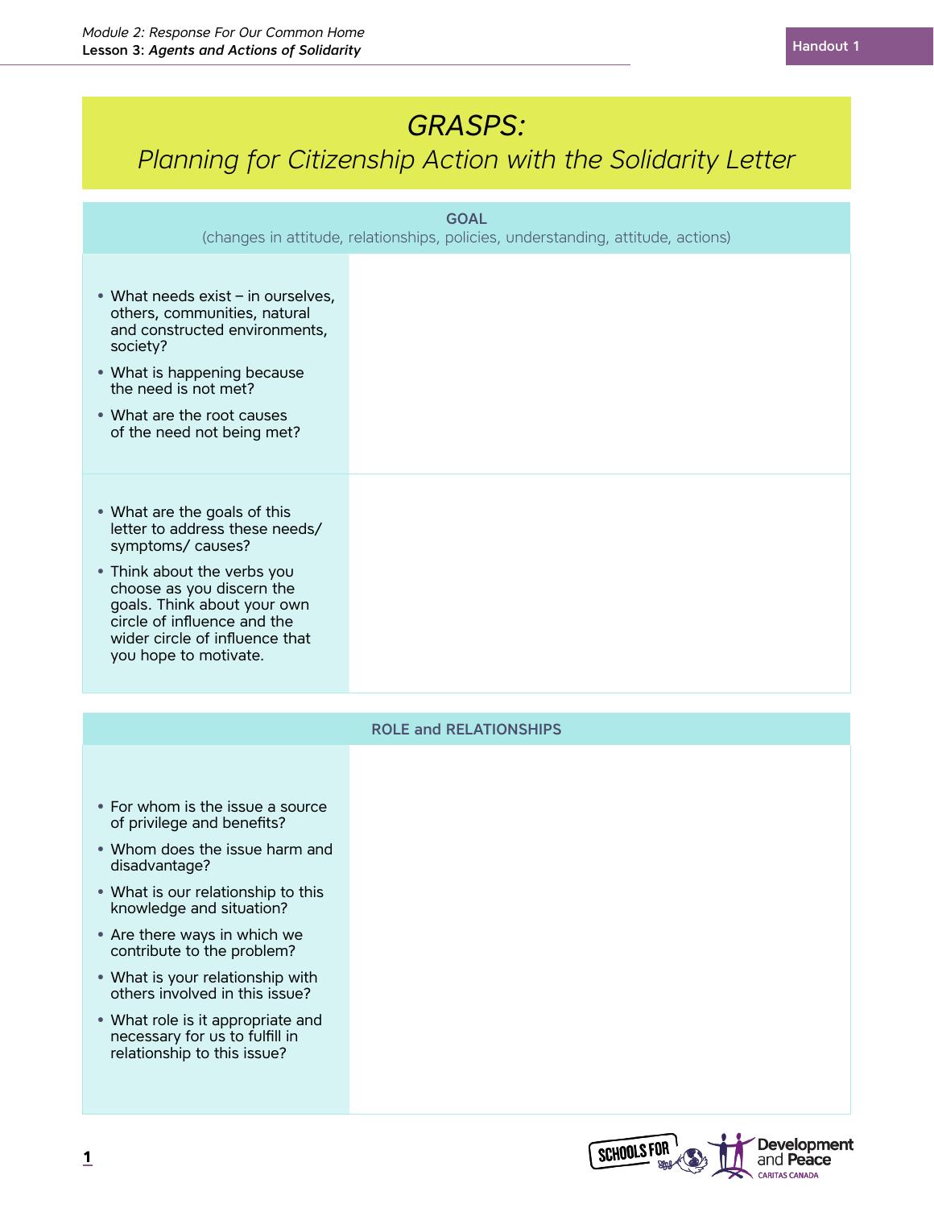# GRASPS:

## *Planning for Citizenship Action with the Solidarity Letter*

| GOAL (changes in attitude, relationships, policies, understanding, attitude, actions) | |
|---|---|
| • What needs exist – in ourselves, others, communities, natural and constructed environments, society?<br>• What is happening because the need is not met?<br>• What are the root causes of the need not being met? | |
| • What are the goals of this letter to address these needs/ symptoms/ causes?<br>• Think about the verbs you choose as you discern the goals. Think about your own circle of influence and the wider circle of influence that you hope to motivate. | |

| ROLE and RELATIONSHIPS | |
|---|---|
| • For whom is the issue a source of privilege and benefits?<br>• Whom does the issue harm and disadvantage?<br>• What is our relationship to this knowledge and situation?<br>• Are there ways in which we contribute to the problem?<br>• What is your relationship with others involved in this issue?<br>• What role is it appropriate and necessary for us to fulfill in relationship to this issue? | |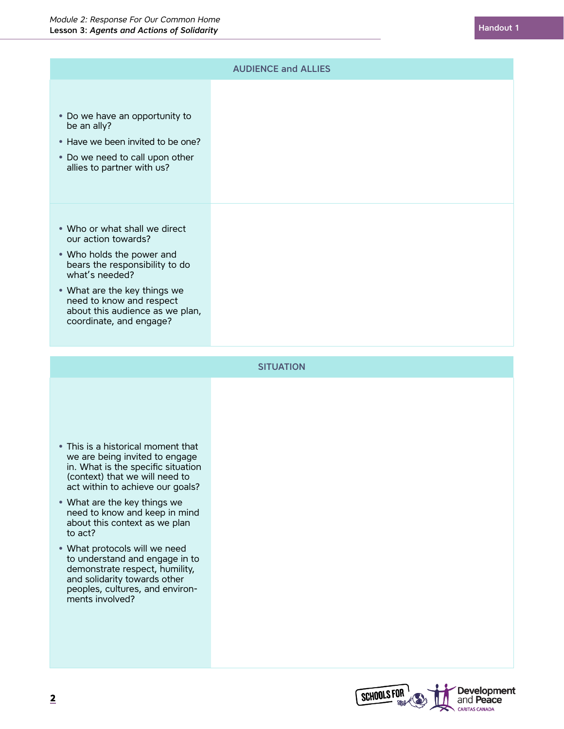| AUDIENCE and ALLIES | |
|---|---|
| • Do we have an opportunity to be an ally?<br>• Have we been invited to be one?<br>• Do we need to call upon other allies to partner with us? | |
| • Who or what shall we direct our action towards?<br>• Who holds the power and bears the responsibility to do what's needed?<br>• What are the key things we need to know and respect about this audience as we plan, coordinate, and engage? | |

| SITUATION | |
|---|---|
| • This is a historical moment that we are being invited to engage in. What is the specific situation (context) that we will need to act within to achieve our goals?<br>• What are the key things we need to know and keep in mind about this context as we plan to act?<br>• What protocols will we need to understand and engage in to demonstrate respect, humility, and solidarity towards other peoples, cultures, and environments involved? | |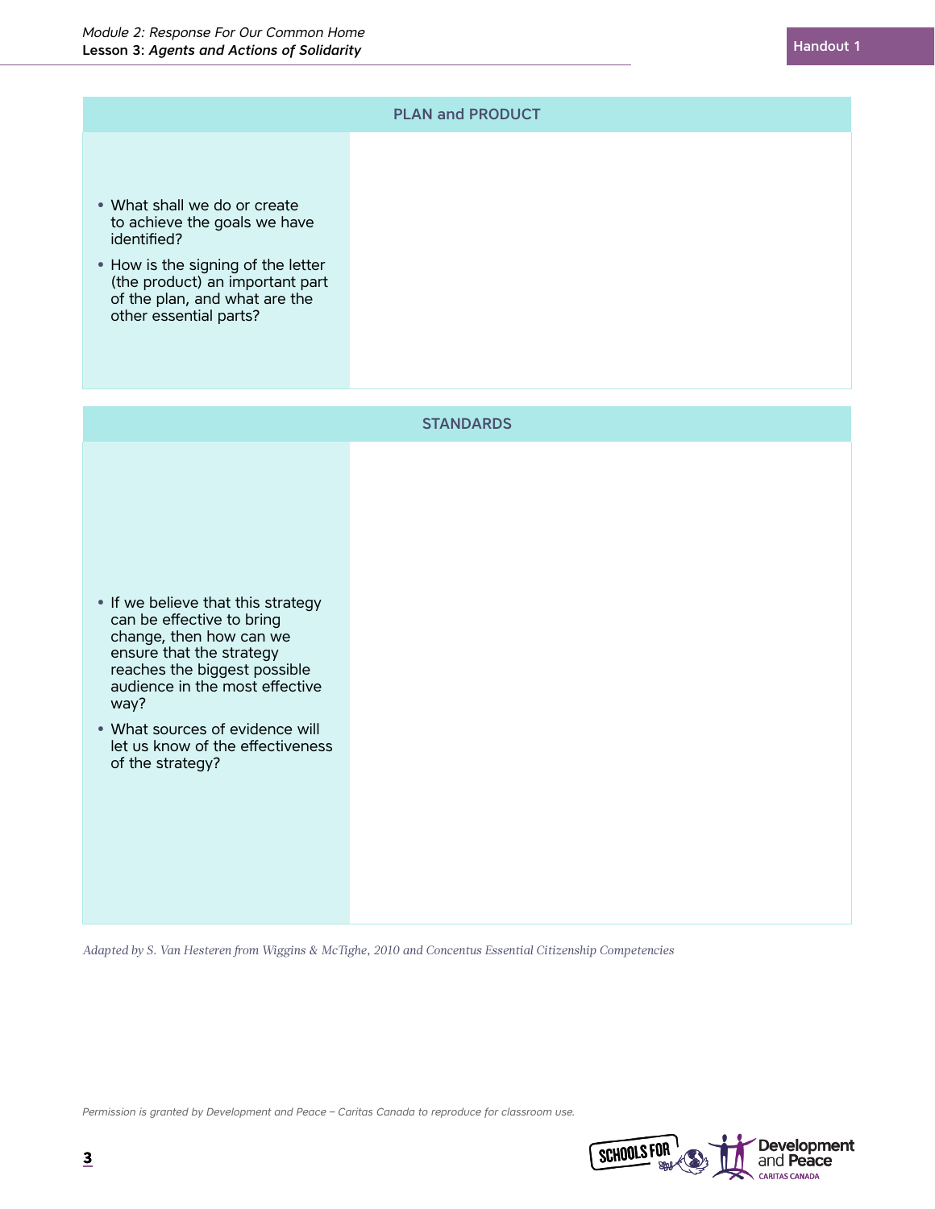| PLAN and PRODUCT | |
|---|---|
| • What shall we do or create to achieve the goals we have identified?<br>• How is the signing of the letter (the product) an important part of the plan, and what are the other essential parts? | |

| STANDARDS | |
|---|---|
| • If we believe that this strategy can be effective to bring change, then how can we ensure that the strategy reaches the biggest possible audience in the most effective way?<br>• What sources of evidence will let us know of the effectiveness of the strategy? | |

*Adapted by S. Van Hesteren from Wiggins & McTighe, 2010 and Concentus Essential Citizenship Competencies*

*Permission is granted by Development and Peace – Caritas Canada to reproduce for classroom use.*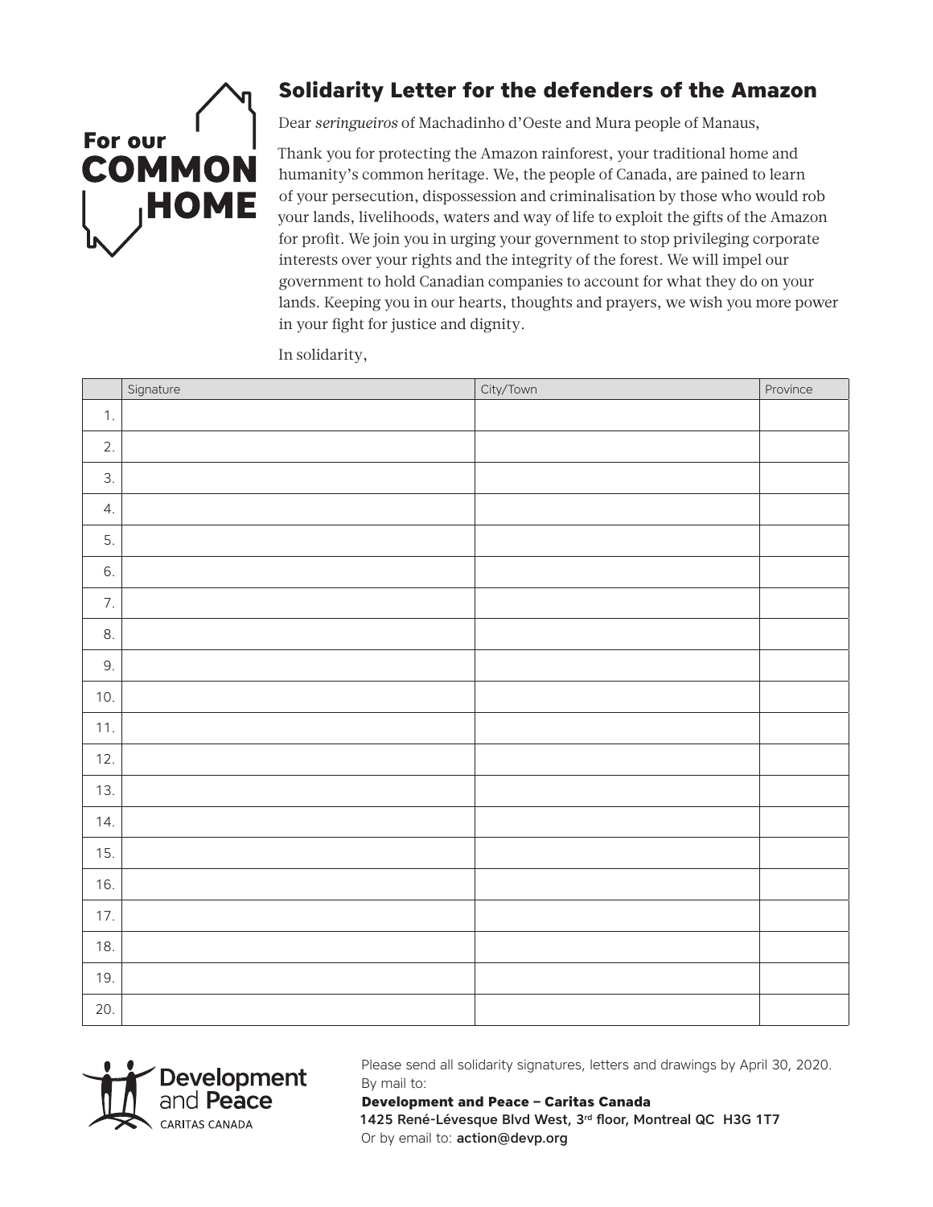For our COMMON HOME

## Solidarity Letter for the defenders of the Amazon

Dear *seringueiros* of Machadinho d'Oeste and Mura people of Manaus,

Thank you for protecting the Amazon rainforest, your traditional home and humanity's common heritage. We, the people of Canada, are pained to learn of your persecution, dispossession and criminalisation by those who would rob your lands, livelihoods, waters and way of life to exploit the gifts of the Amazon for profit. We join you in urging your government to stop privileging corporate interests over your rights and the integrity of the forest. We will impel our government to hold Canadian companies to account for what they do on your lands. Keeping you in our hearts, thoughts and prayers, we wish you more power in your fight for justice and dignity.

In solidarity,

| | Signature | City/Town | Province |
|---|---|---|---|
| 1. | | | |
| 2. | | | |
| 3. | | | |
| 4. | | | |
| 5. | | | |
| 6. | | | |
| 7. | | | |
| 8. | | | |
| 9. | | | |
| 10. | | | |
| 11. | | | |
| 12. | | | |
| 13. | | | |
| 14. | | | |
| 15. | | | |
| 16. | | | |
| 17. | | | |
| 18. | | | |
| 19. | | | |
| 20. | | | |

Development and Peace
CARITAS CANADA

Please send all solidarity signatures, letters and drawings by April 30, 2020.
By mail to:
**Development and Peace – Caritas Canada**
**1425 René-Lévesque Blvd West, 3rd floor, Montreal QC H3G 1T7**
Or by email to: **action@devp.org**